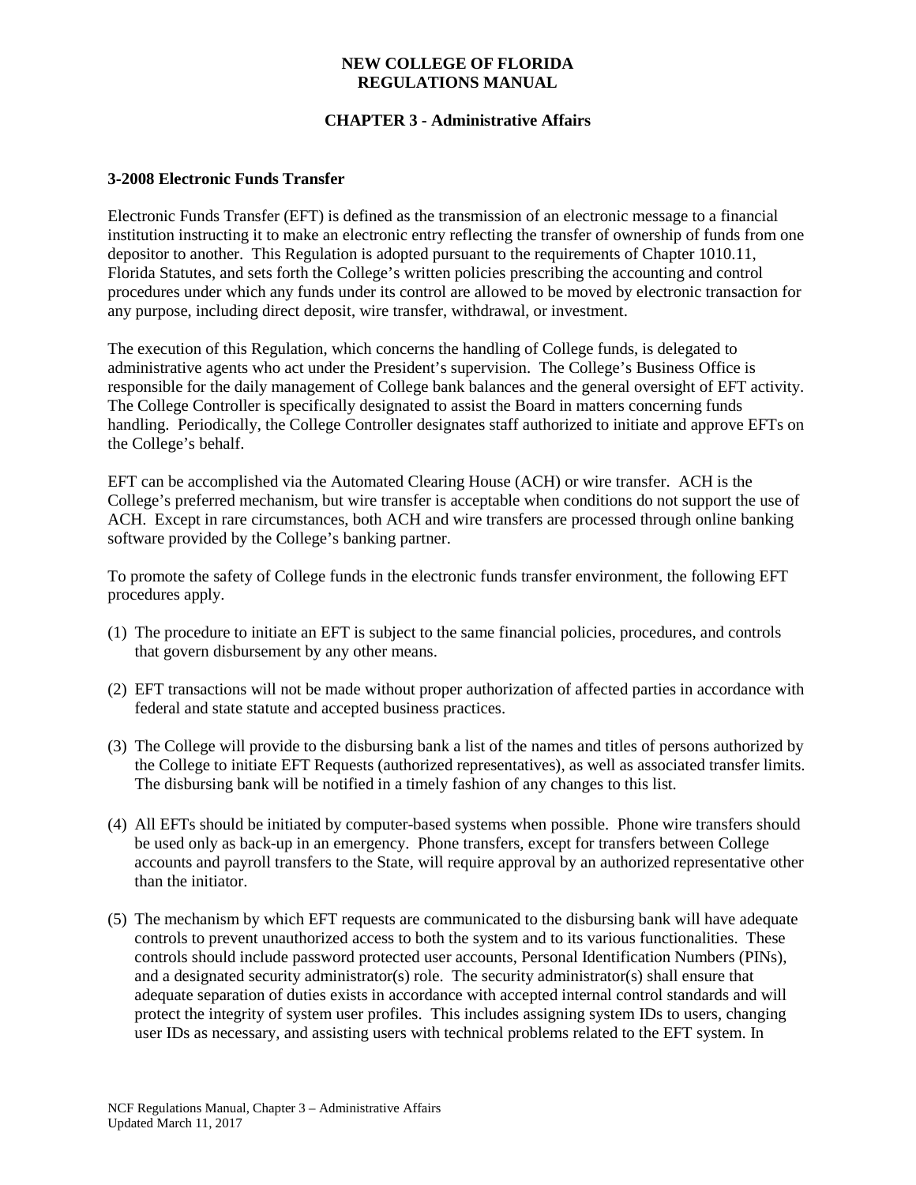**NEW COLLEGE OF FLORIDA**
**REGULATIONS MANUAL**

**CHAPTER 3 - Administrative Affairs**

### 3-2008 Electronic Funds Transfer

Electronic Funds Transfer (EFT) is defined as the transmission of an electronic message to a financial institution instructing it to make an electronic entry reflecting the transfer of ownership of funds from one depositor to another. This Regulation is adopted pursuant to the requirements of Chapter 1010.11, Florida Statutes, and sets forth the College's written policies prescribing the accounting and control procedures under which any funds under its control are allowed to be moved by electronic transaction for any purpose, including direct deposit, wire transfer, withdrawal, or investment.

The execution of this Regulation, which concerns the handling of College funds, is delegated to administrative agents who act under the President's supervision. The College's Business Office is responsible for the daily management of College bank balances and the general oversight of EFT activity. The College Controller is specifically designated to assist the Board in matters concerning funds handling. Periodically, the College Controller designates staff authorized to initiate and approve EFTs on the College's behalf.

EFT can be accomplished via the Automated Clearing House (ACH) or wire transfer. ACH is the College's preferred mechanism, but wire transfer is acceptable when conditions do not support the use of ACH. Except in rare circumstances, both ACH and wire transfers are processed through online banking software provided by the College's banking partner.

To promote the safety of College funds in the electronic funds transfer environment, the following EFT procedures apply.

(1) The procedure to initiate an EFT is subject to the same financial policies, procedures, and controls that govern disbursement by any other means.

(2) EFT transactions will not be made without proper authorization of affected parties in accordance with federal and state statute and accepted business practices.

(3) The College will provide to the disbursing bank a list of the names and titles of persons authorized by the College to initiate EFT Requests (authorized representatives), as well as associated transfer limits. The disbursing bank will be notified in a timely fashion of any changes to this list.

(4) All EFTs should be initiated by computer-based systems when possible. Phone wire transfers should be used only as back-up in an emergency. Phone transfers, except for transfers between College accounts and payroll transfers to the State, will require approval by an authorized representative other than the initiator.

(5) The mechanism by which EFT requests are communicated to the disbursing bank will have adequate controls to prevent unauthorized access to both the system and to its various functionalities. These controls should include password protected user accounts, Personal Identification Numbers (PINs), and a designated security administrator(s) role. The security administrator(s) shall ensure that adequate separation of duties exists in accordance with accepted internal control standards and will protect the integrity of system user profiles. This includes assigning system IDs to users, changing user IDs as necessary, and assisting users with technical problems related to the EFT system. In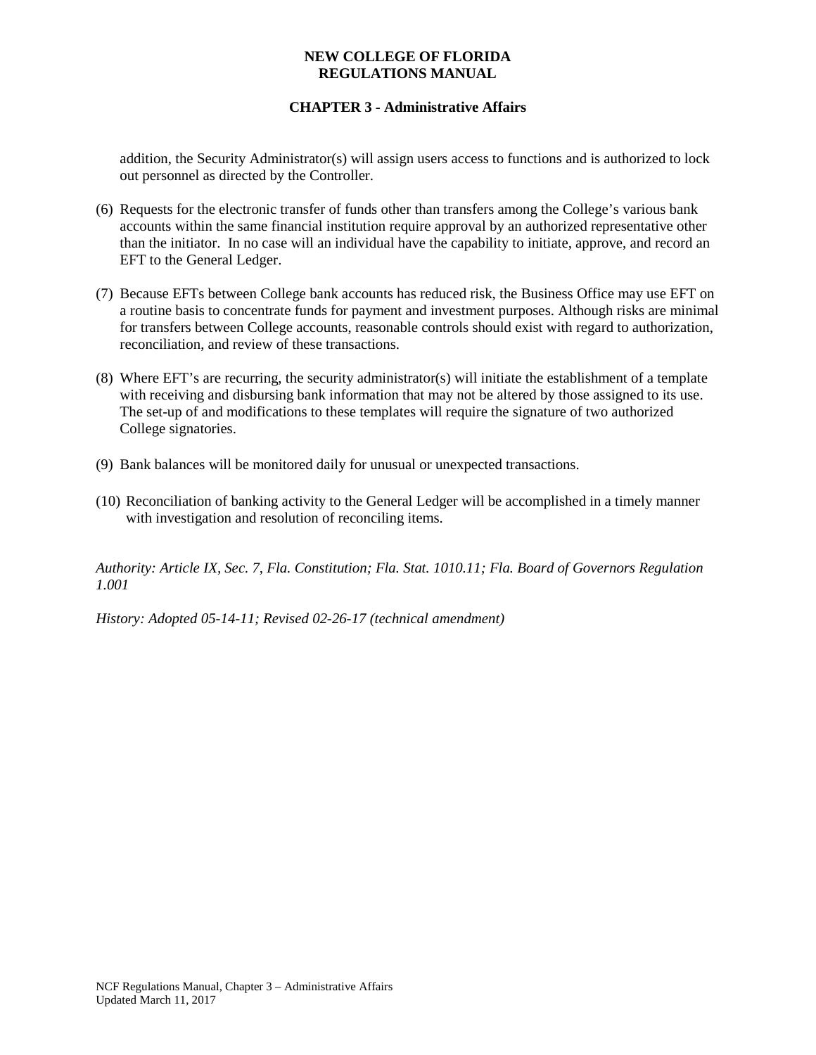addition, the Security Administrator(s) will assign users access to functions and is authorized to lock out personnel as directed by the Controller.

(6) Requests for the electronic transfer of funds other than transfers among the College's various bank accounts within the same financial institution require approval by an authorized representative other than the initiator. In no case will an individual have the capability to initiate, approve, and record an EFT to the General Ledger.

(7) Because EFTs between College bank accounts has reduced risk, the Business Office may use EFT on a routine basis to concentrate funds for payment and investment purposes. Although risks are minimal for transfers between College accounts, reasonable controls should exist with regard to authorization, reconciliation, and review of these transactions.

(8) Where EFT's are recurring, the security administrator(s) will initiate the establishment of a template with receiving and disbursing bank information that may not be altered by those assigned to its use. The set-up of and modifications to these templates will require the signature of two authorized College signatories.

(9) Bank balances will be monitored daily for unusual or unexpected transactions.

(10) Reconciliation of banking activity to the General Ledger will be accomplished in a timely manner with investigation and resolution of reconciling items.

*Authority: Article IX, Sec. 7, Fla. Constitution; Fla. Stat. 1010.11; Fla. Board of Governors Regulation 1.001*

*History: Adopted 05-14-11; Revised 02-26-17 (technical amendment)*